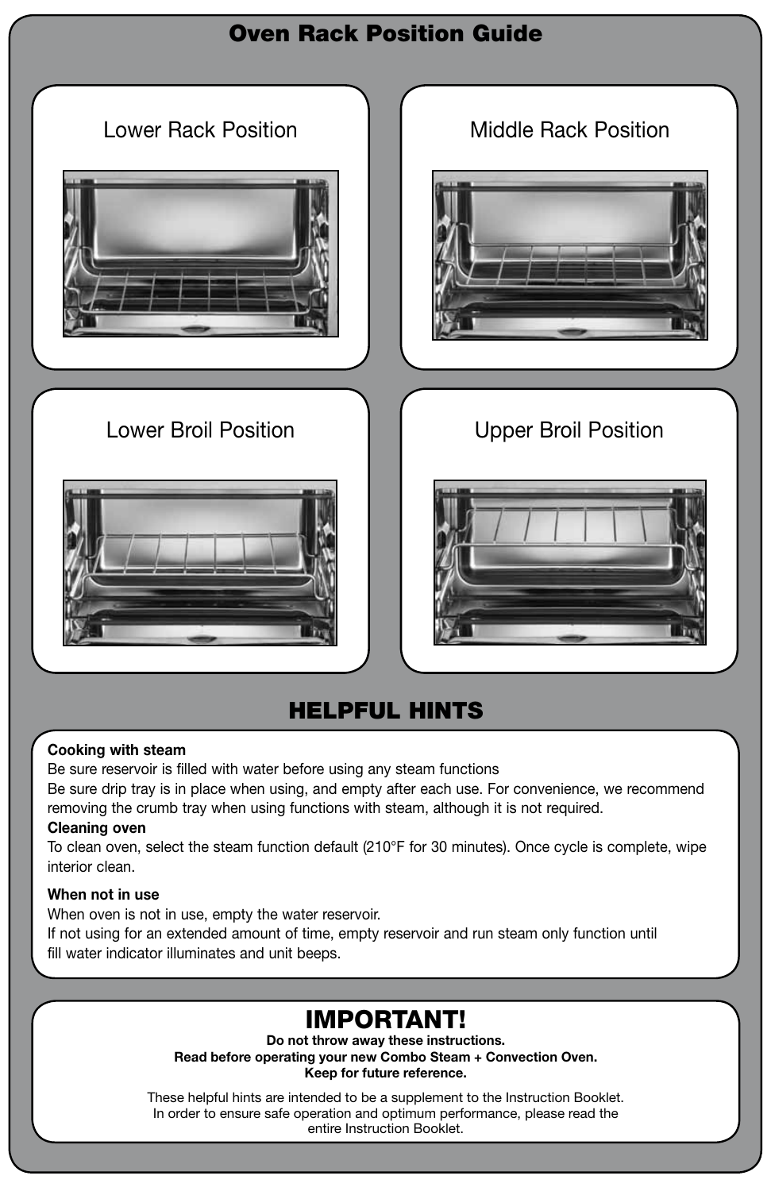# Oven Rack Position Guide

Lower Rack Position

Middle Rack Position

Lower Broil Position

Upper Broil Position

## HELPFUL HINTS

**Cooking with steam**
Be sure reservoir is filled with water before using any steam functions
Be sure drip tray is in place when using, and empty after each use. For convenience, we recommend removing the crumb tray when using functions with steam, although it is not required.

**Cleaning oven**
To clean oven, select the steam function default (210°F for 30 minutes). Once cycle is complete, wipe interior clean.

**When not in use**
When oven is not in use, empty the water reservoir.
If not using for an extended amount of time, empty reservoir and run steam only function until fill water indicator illuminates and unit beeps.

## IMPORTANT!

**Do not throw away these instructions.**
**Read before operating your new Combo Steam + Convection Oven.**
**Keep for future reference.**

These helpful hints are intended to be a supplement to the Instruction Booklet. In order to ensure safe operation and optimum performance, please read the entire Instruction Booklet.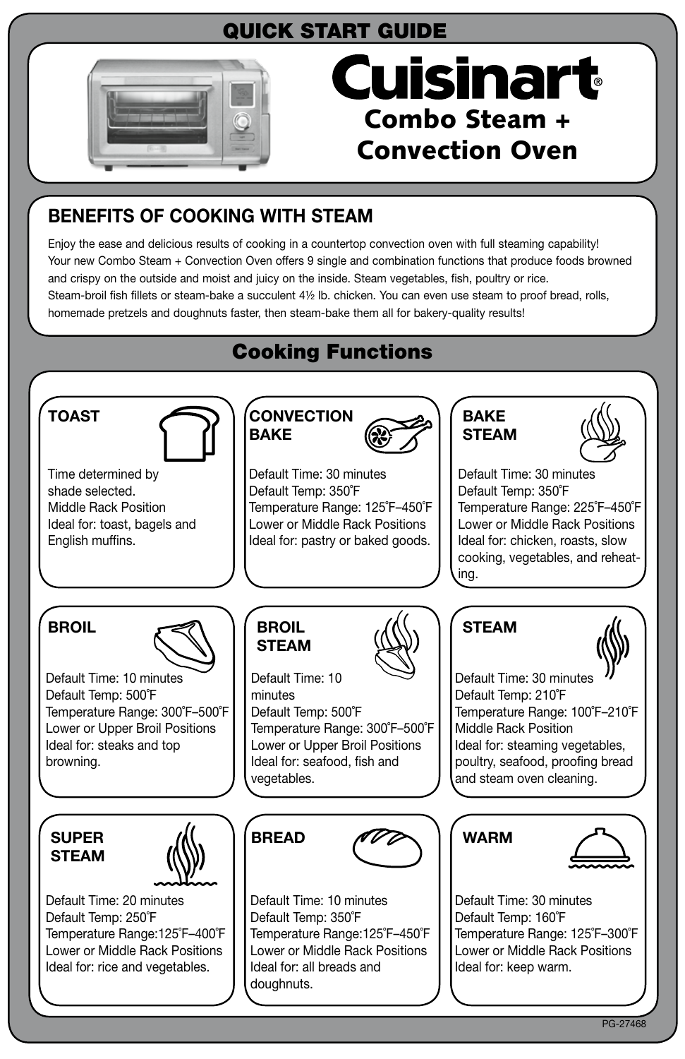# QUICK START GUIDE

# Cuisinart®

## Combo Steam + Convection Oven

## BENEFITS OF COOKING WITH STEAM

Enjoy the ease and delicious results of cooking in a countertop convection oven with full steaming capability! Your new Combo Steam + Convection Oven offers 9 single and combination functions that produce foods browned and crispy on the outside and moist and juicy on the inside. Steam vegetables, fish, poultry or rice. Steam-broil fish fillets or steam-bake a succulent 4½ lb. chicken. You can even use steam to proof bread, rolls, homemade pretzels and doughnuts faster, then steam-bake them all for bakery-quality results!

## Cooking Functions

### TOAST

Time determined by shade selected.
Middle Rack Position
Ideal for: toast, bagels and English muffins.

### CONVECTION BAKE

Default Time: 30 minutes
Default Temp: 350˚F
Temperature Range: 125˚F–450˚F
Lower or Middle Rack Positions
Ideal for: pastry or baked goods.

### BAKE STEAM

Default Time: 30 minutes
Default Temp: 350˚F
Temperature Range: 225˚F–450˚F
Lower or Middle Rack Positions
Ideal for: chicken, roasts, slow cooking, vegetables, and reheating.

### BROIL

Default Time: 10 minutes
Default Temp: 500˚F
Temperature Range: 300˚F–500˚F
Lower or Upper Broil Positions
Ideal for: steaks and top browning.

### BROIL STEAM

Default Time: 10 minutes
Default Temp: 500˚F
Temperature Range: 300˚F–500˚F
Lower or Upper Broil Positions
Ideal for: seafood, fish and vegetables.

### STEAM

Default Time: 30 minutes
Default Temp: 210˚F
Temperature Range: 100˚F–210˚F
Middle Rack Position
Ideal for: steaming vegetables, poultry, seafood, proofing bread and steam oven cleaning.

### SUPER STEAM

Default Time: 20 minutes
Default Temp: 250˚F
Temperature Range:125˚F–400˚F
Lower or Middle Rack Positions
Ideal for: rice and vegetables.

### BREAD

Default Time: 10 minutes
Default Temp: 350˚F
Temperature Range:125˚F–450˚F
Lower or Middle Rack Positions
Ideal for: all breads and doughnuts.

### WARM

Default Time: 30 minutes
Default Temp: 160˚F
Temperature Range: 125˚F–300˚F
Lower or Middle Rack Positions
Ideal for: keep warm.

PG-27468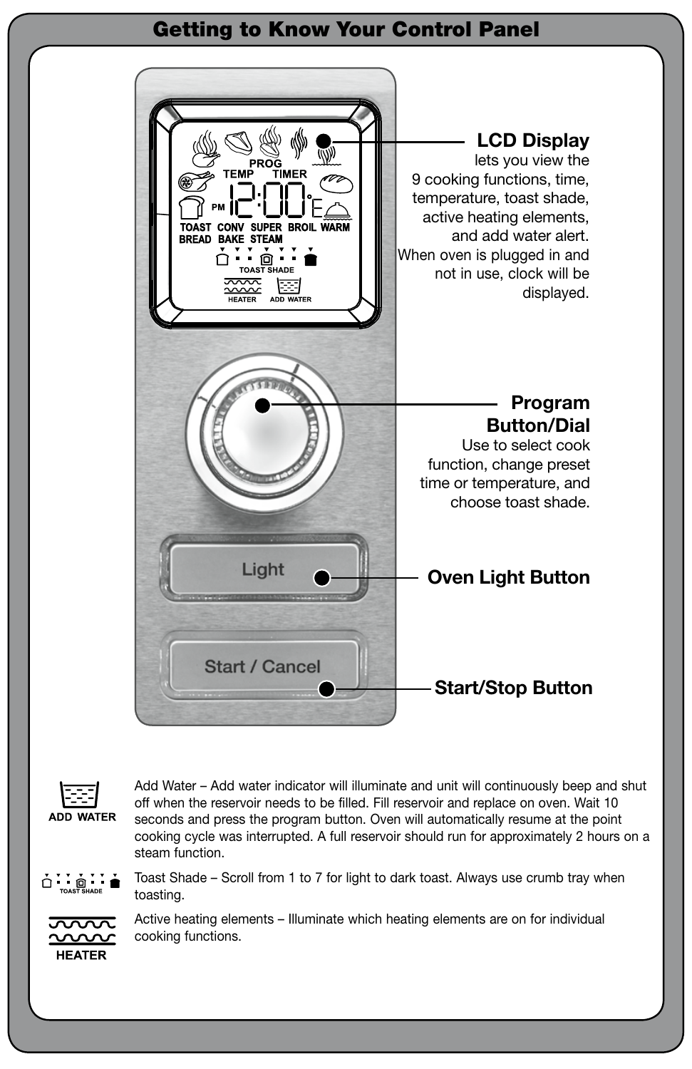# Getting to Know Your Control Panel

**LCD Display**
lets you view the 9 cooking functions, time, temperature, toast shade, active heating elements, and add water alert. When oven is plugged in and not in use, clock will be displayed.

**Program Button/Dial**
Use to select cook function, change preset time or temperature, and choose toast shade.

**Oven Light Button**

**Start/Stop Button**

**ADD WATER**

Add Water – Add water indicator will illuminate and unit will continuously beep and shut off when the reservoir needs to be filled. Fill reservoir and replace on oven. Wait 10 seconds and press the program button. Oven will automatically resume at the point cooking cycle was interrupted. A full reservoir should run for approximately 2 hours on a steam function.

**TOAST SHADE**

Toast Shade – Scroll from 1 to 7 for light to dark toast. Always use crumb tray when toasting.

**HEATER**

Active heating elements – Illuminate which heating elements are on for individual cooking functions.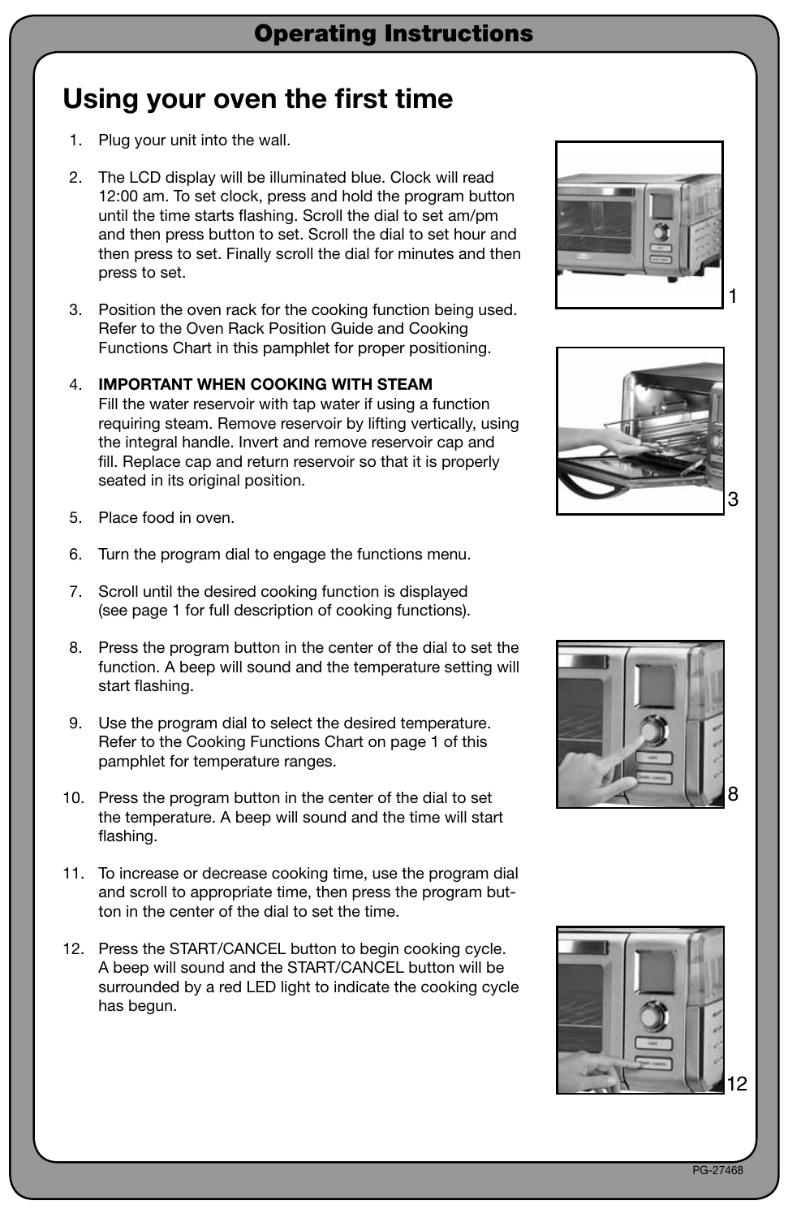## Operating Instructions

# Using your oven the first time

1. Plug your unit into the wall.

2. The LCD display will be illuminated blue. Clock will read 12:00 am. To set clock, press and hold the program button until the time starts flashing. Scroll the dial to set am/pm and then press button to set. Scroll the dial to set hour and then press to set. Finally scroll the dial for minutes and then press to set.

3. Position the oven rack for the cooking function being used. Refer to the Oven Rack Position Guide and Cooking Functions Chart in this pamphlet for proper positioning.

4. **IMPORTANT WHEN COOKING WITH STEAM**
   Fill the water reservoir with tap water if using a function requiring steam. Remove reservoir by lifting vertically, using the integral handle. Invert and remove reservoir cap and fill. Replace cap and return reservoir so that it is properly seated in its original position.

5. Place food in oven.

6. Turn the program dial to engage the functions menu.

7. Scroll until the desired cooking function is displayed (see page 1 for full description of cooking functions).

8. Press the program button in the center of the dial to set the function. A beep will sound and the temperature setting will start flashing.

9. Use the program dial to select the desired temperature. Refer to the Cooking Functions Chart on page 1 of this pamphlet for temperature ranges.

10. Press the program button in the center of the dial to set the temperature. A beep will sound and the time will start flashing.

11. To increase or decrease cooking time, use the program dial and scroll to appropriate time, then press the program button in the center of the dial to set the time.

12. Press the START/CANCEL button to begin cooking cycle. A beep will sound and the START/CANCEL button will be surrounded by a red LED light to indicate the cooking cycle has begun.

1

3

8

12

PG-27468